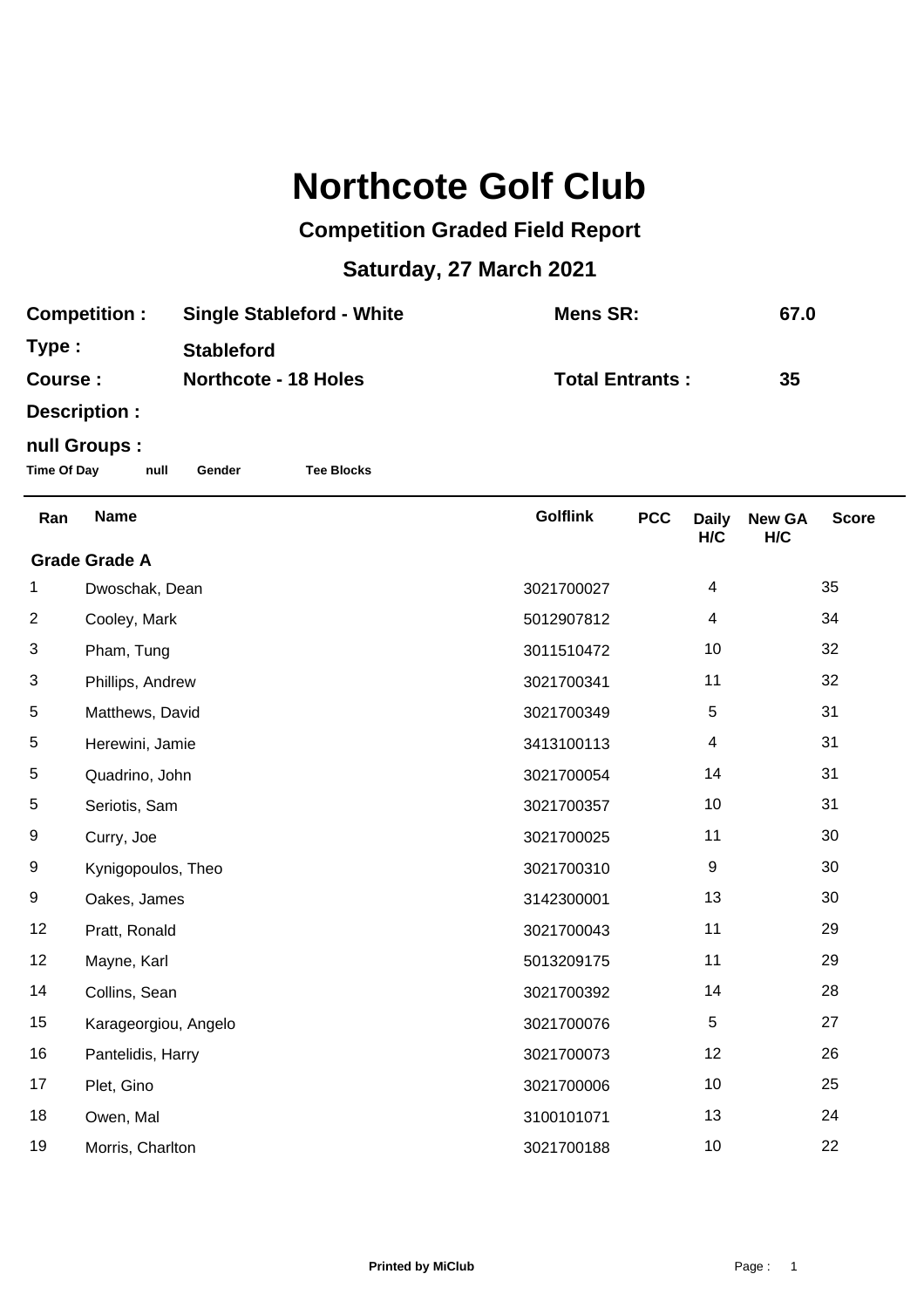# Northcote Golf Club

## Competition Graded Field Report

## Saturday, 27 March 2021

**Competition :** Single Stableford - White  **Mens SR:** 67.0

**Type :** Stableford

**Course :** Northcote - 18 Holes  **Total Entrants :** 35

**Description :**

**null Groups :**

**Time Of Day** **null** **Gender** **Tee Blocks**

| Ran | Name | Golflink | PCC | Daily H/C | New GA H/C | Score |
|---|---|---|---|---|---|---|
| **Grade Grade A** | | | | | | |
| 1 | Dwoschak, Dean | 3021700027 | | 4 | | 35 |
| 2 | Cooley, Mark | 5012907812 | | 4 | | 34 |
| 3 | Pham, Tung | 3011510472 | | 10 | | 32 |
| 3 | Phillips, Andrew | 3021700341 | | 11 | | 32 |
| 5 | Matthews, David | 3021700349 | | 5 | | 31 |
| 5 | Herewini, Jamie | 3413100113 | | 4 | | 31 |
| 5 | Quadrino, John | 3021700054 | | 14 | | 31 |
| 5 | Seriotis, Sam | 3021700357 | | 10 | | 31 |
| 9 | Curry, Joe | 3021700025 | | 11 | | 30 |
| 9 | Kynigopoulos, Theo | 3021700310 | | 9 | | 30 |
| 9 | Oakes, James | 3142300001 | | 13 | | 30 |
| 12 | Pratt, Ronald | 3021700043 | | 11 | | 29 |
| 12 | Mayne, Karl | 5013209175 | | 11 | | 29 |
| 14 | Collins, Sean | 3021700392 | | 14 | | 28 |
| 15 | Karageorgiou, Angelo | 3021700076 | | 5 | | 27 |
| 16 | Pantelidis, Harry | 3021700073 | | 12 | | 26 |
| 17 | Plet, Gino | 3021700006 | | 10 | | 25 |
| 18 | Owen, Mal | 3100101071 | | 13 | | 24 |
| 19 | Morris, Charlton | 3021700188 | | 10 | | 22 |

Printed by MiClub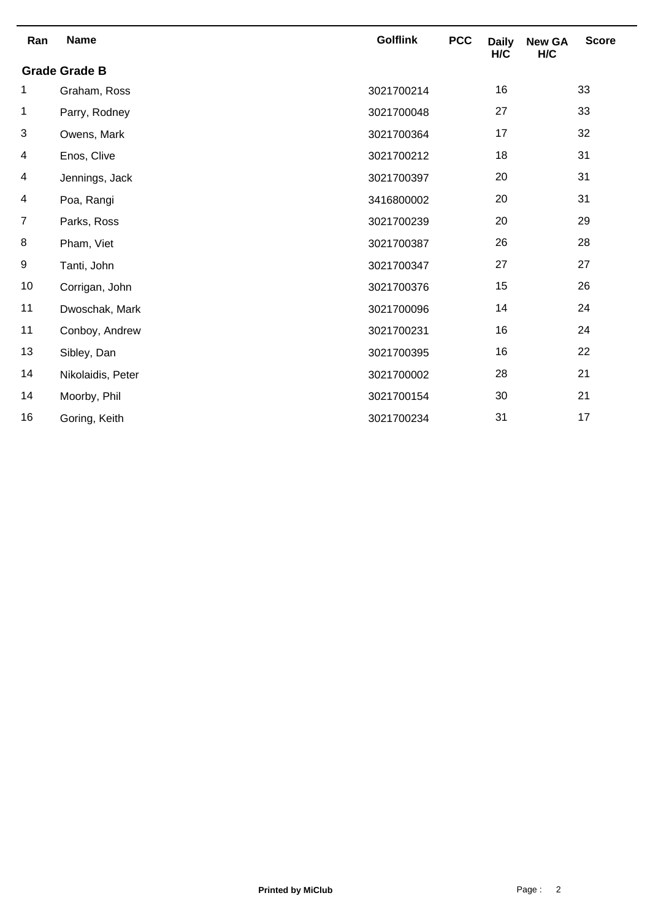| Ran | Name | Golflink | PCC | Daily H/C | New GA H/C | Score |
|---|---|---|---|---|---|---|
| **Grade Grade B** | | | | | | |
| 1 | Graham, Ross | 3021700214 | | 16 | | 33 |
| 1 | Parry, Rodney | 3021700048 | | 27 | | 33 |
| 3 | Owens, Mark | 3021700364 | | 17 | | 32 |
| 4 | Enos, Clive | 3021700212 | | 18 | | 31 |
| 4 | Jennings, Jack | 3021700397 | | 20 | | 31 |
| 4 | Poa, Rangi | 3416800002 | | 20 | | 31 |
| 7 | Parks, Ross | 3021700239 | | 20 | | 29 |
| 8 | Pham, Viet | 3021700387 | | 26 | | 28 |
| 9 | Tanti, John | 3021700347 | | 27 | | 27 |
| 10 | Corrigan, John | 3021700376 | | 15 | | 26 |
| 11 | Dwoschak, Mark | 3021700096 | | 14 | | 24 |
| 11 | Conboy, Andrew | 3021700231 | | 16 | | 24 |
| 13 | Sibley, Dan | 3021700395 | | 16 | | 22 |
| 14 | Nikolaidis, Peter | 3021700002 | | 28 | | 21 |
| 14 | Moorby, Phil | 3021700154 | | 30 | | 21 |
| 16 | Goring, Keith | 3021700234 | | 31 | | 17 |

**Printed by MiClub**